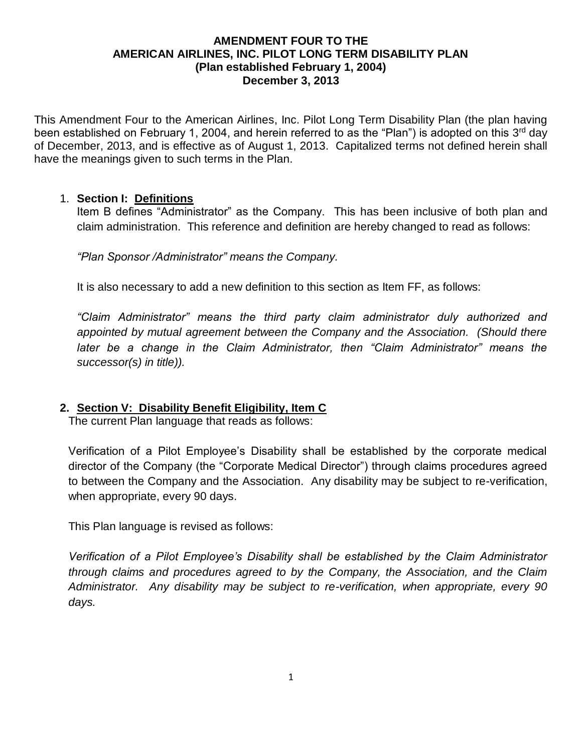# AMENDMENT FOUR TO THE AMERICAN AIRLINES, INC. PILOT LONG TERM DISABILITY PLAN (Plan established February 1, 2004) December 3, 2013

This Amendment Four to the American Airlines, Inc. Pilot Long Term Disability Plan (the plan having been established on February 1, 2004, and herein referred to as the "Plan") is adopted on this 3rd day of December, 2013, and is effective as of August 1, 2013. Capitalized terms not defined herein shall have the meanings given to such terms in the Plan.

1. **Section I: Definitions**

   Item B defines "Administrator" as the Company. This has been inclusive of both plan and claim administration. This reference and definition are hereby changed to read as follows:

   *"Plan Sponsor /Administrator" means the Company.*

   It is also necessary to add a new definition to this section as Item FF, as follows:

   *"Claim Administrator" means the third party claim administrator duly authorized and appointed by mutual agreement between the Company and the Association. (Should there later be a change in the Claim Administrator, then "Claim Administrator" means the successor(s) in title)).*

2. **Section V: Disability Benefit Eligibility, Item C**

   The current Plan language that reads as follows:

   Verification of a Pilot Employee's Disability shall be established by the corporate medical director of the Company (the "Corporate Medical Director") through claims procedures agreed to between the Company and the Association. Any disability may be subject to re-verification, when appropriate, every 90 days.

   This Plan language is revised as follows:

   *Verification of a Pilot Employee's Disability shall be established by the Claim Administrator through claims and procedures agreed to by the Company, the Association, and the Claim Administrator. Any disability may be subject to re-verification, when appropriate, every 90 days.*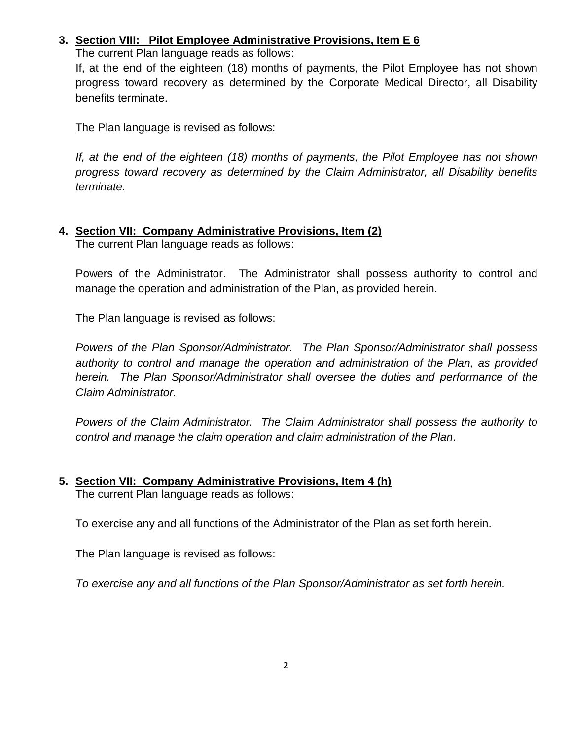3. **<u>Section VIII: Pilot Employee Administrative Provisions, Item E 6</u>**

   The current Plan language reads as follows:

   If, at the end of the eighteen (18) months of payments, the Pilot Employee has not shown progress toward recovery as determined by the Corporate Medical Director, all Disability benefits terminate.

   The Plan language is revised as follows:

   *If, at the end of the eighteen (18) months of payments, the Pilot Employee has not shown progress toward recovery as determined by the Claim Administrator, all Disability benefits terminate.*

4. **<u>Section VII: Company Administrative Provisions, Item (2)</u>**

   The current Plan language reads as follows:

   Powers of the Administrator. The Administrator shall possess authority to control and manage the operation and administration of the Plan, as provided herein.

   The Plan language is revised as follows:

   *Powers of the Plan Sponsor/Administrator. The Plan Sponsor/Administrator shall possess authority to control and manage the operation and administration of the Plan, as provided herein. The Plan Sponsor/Administrator shall oversee the duties and performance of the Claim Administrator.*

   *Powers of the Claim Administrator. The Claim Administrator shall possess the authority to control and manage the claim operation and claim administration of the Plan.*

5. **<u>Section VII: Company Administrative Provisions, Item 4 (h)</u>**

   The current Plan language reads as follows:

   To exercise any and all functions of the Administrator of the Plan as set forth herein.

   The Plan language is revised as follows:

   *To exercise any and all functions of the Plan Sponsor/Administrator as set forth herein.*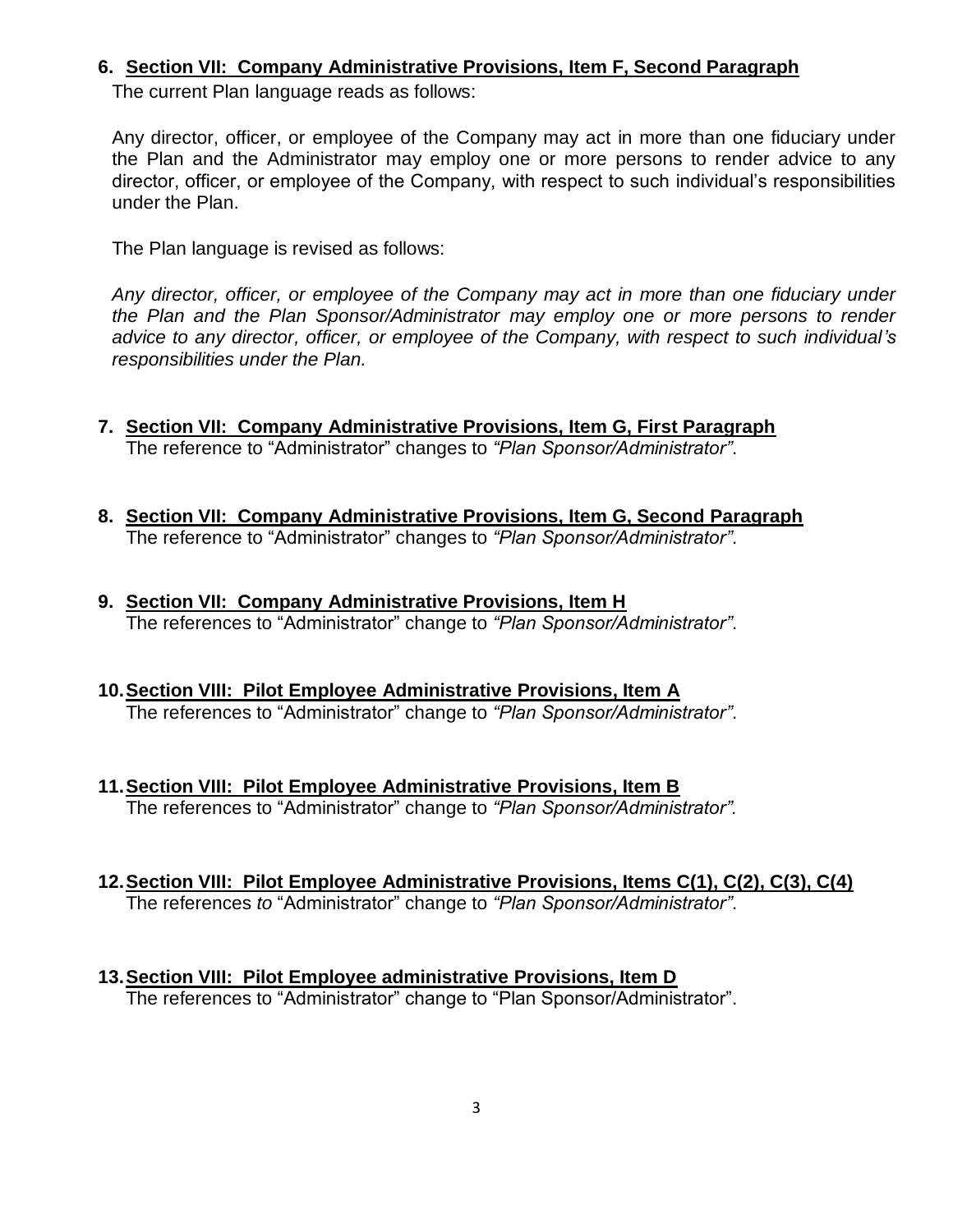6. **Section VII: Company Administrative Provisions, Item F, Second Paragraph**
   The current Plan language reads as follows:

   Any director, officer, or employee of the Company may act in more than one fiduciary under the Plan and the Administrator may employ one or more persons to render advice to any director, officer, or employee of the Company, with respect to such individual's responsibilities under the Plan.

   The Plan language is revised as follows:

   *Any director, officer, or employee of the Company may act in more than one fiduciary under the Plan and the Plan Sponsor/Administrator may employ one or more persons to render advice to any director, officer, or employee of the Company, with respect to such individual's responsibilities under the Plan.*

7. **Section VII: Company Administrative Provisions, Item G, First Paragraph**
   The reference to "Administrator" changes to *"Plan Sponsor/Administrator"*.

8. **Section VII: Company Administrative Provisions, Item G, Second Paragraph**
   The reference to "Administrator" changes to *"Plan Sponsor/Administrator"*.

9. **Section VII: Company Administrative Provisions, Item H**
   The references to "Administrator" change to *"Plan Sponsor/Administrator"*.

10. **Section VIII: Pilot Employee Administrative Provisions, Item A**
    The references to "Administrator" change to *"Plan Sponsor/Administrator"*.

11. **Section VIII: Pilot Employee Administrative Provisions, Item B**
    The references to "Administrator" change to *"Plan Sponsor/Administrator".*

12. **Section VIII: Pilot Employee Administrative Provisions, Items C(1), C(2), C(3), C(4)**
    The references *to* "Administrator" change to *"Plan Sponsor/Administrator"*.

13. **Section VIII: Pilot Employee administrative Provisions, Item D**
    The references to "Administrator" change to "Plan Sponsor/Administrator".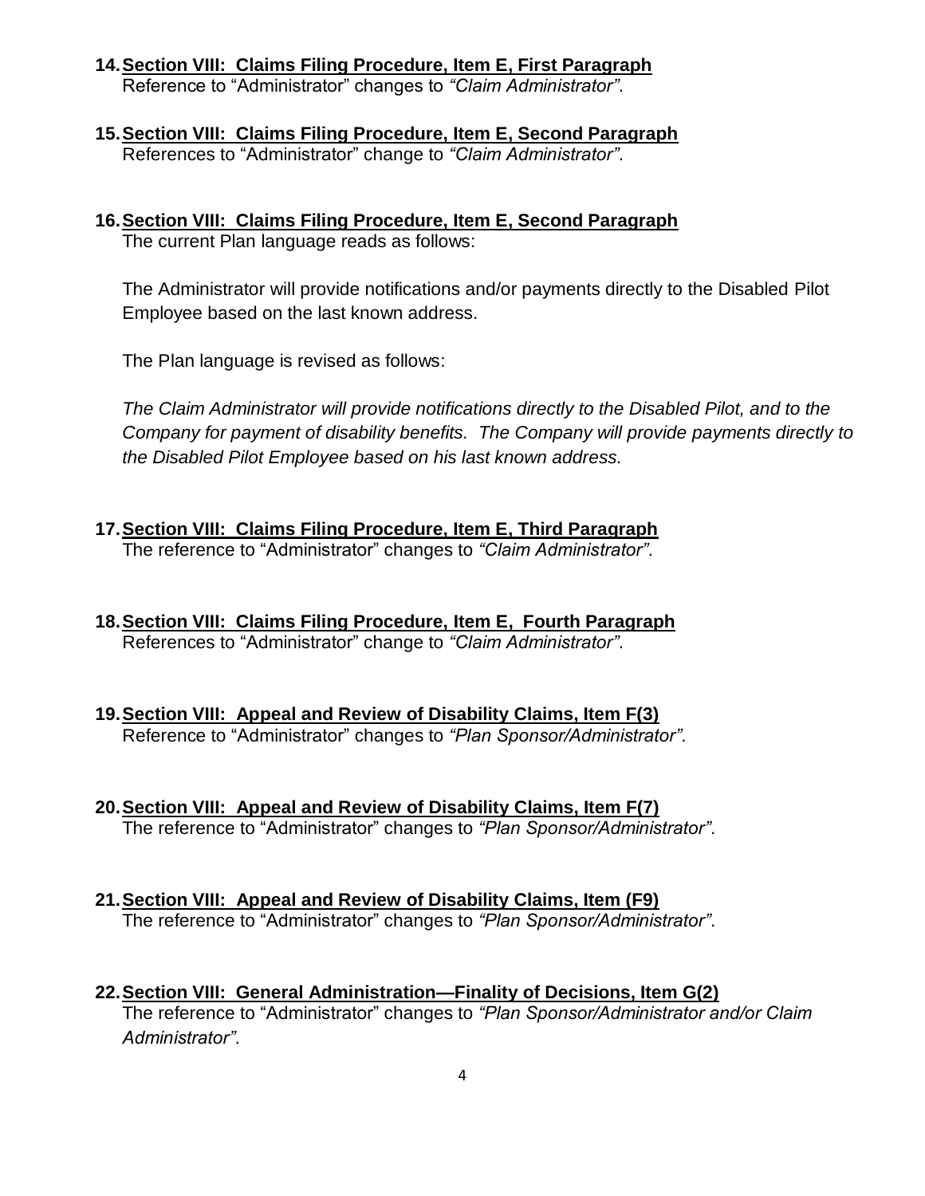14. **<u>Section VIII: Claims Filing Procedure, Item E, First Paragraph</u>**
    Reference to "Administrator" changes to *"Claim Administrator"*.

15. **<u>Section VIII: Claims Filing Procedure, Item E, Second Paragraph</u>**
    References to "Administrator" change to *"Claim Administrator"*.

16. **<u>Section VIII: Claims Filing Procedure, Item E, Second Paragraph</u>**
    The current Plan language reads as follows:

    The Administrator will provide notifications and/or payments directly to the Disabled Pilot Employee based on the last known address.

    The Plan language is revised as follows:

    *The Claim Administrator will provide notifications directly to the Disabled Pilot, and to the Company for payment of disability benefits. The Company will provide payments directly to the Disabled Pilot Employee based on his last known address.*

17. **<u>Section VIII: Claims Filing Procedure, Item E, Third Paragraph</u>**
    The reference to "Administrator" changes to *"Claim Administrator"*.

18. **<u>Section VIII: Claims Filing Procedure, Item E, Fourth Paragraph</u>**
    References to "Administrator" change to *"Claim Administrator"*.

19. **<u>Section VIII: Appeal and Review of Disability Claims, Item F(3)</u>**
    Reference to "Administrator" changes to *"Plan Sponsor/Administrator"*.

20. **<u>Section VIII: Appeal and Review of Disability Claims, Item F(7)</u>**
    The reference to "Administrator" changes to *"Plan Sponsor/Administrator"*.

21. **<u>Section VIII: Appeal and Review of Disability Claims, Item (F9)</u>**
    The reference to "Administrator" changes to *"Plan Sponsor/Administrator"*.

22. **<u>Section VIII: General Administration—Finality of Decisions, Item G(2)</u>**
    The reference to "Administrator" changes to *"Plan Sponsor/Administrator and/or Claim Administrator"*.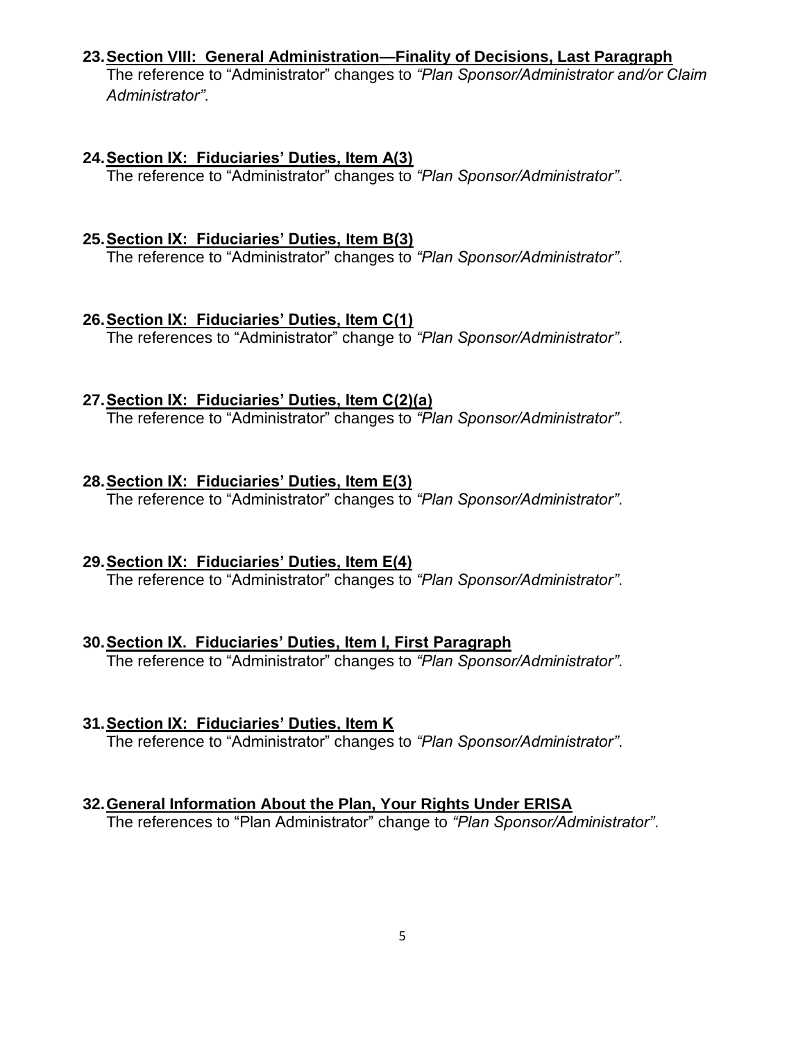23. **<u>Section VIII: General Administration—Finality of Decisions, Last Paragraph</u>**
    The reference to "Administrator" changes to *"Plan Sponsor/Administrator and/or Claim Administrator"*.

24. **<u>Section IX: Fiduciaries' Duties, Item A(3)</u>**
    The reference to "Administrator" changes to *"Plan Sponsor/Administrator"*.

25. **<u>Section IX: Fiduciaries' Duties, Item B(3)</u>**
    The reference to "Administrator" changes to *"Plan Sponsor/Administrator"*.

26. **<u>Section IX: Fiduciaries' Duties, Item C(1)</u>**
    The references to "Administrator" change to *"Plan Sponsor/Administrator"*.

27. **<u>Section IX: Fiduciaries' Duties, Item C(2)(a)</u>**
    The reference to "Administrator" changes to *"Plan Sponsor/Administrator"*.

28. **<u>Section IX: Fiduciaries' Duties, Item E(3)</u>**
    The reference to "Administrator" changes to *"Plan Sponsor/Administrator"*.

29. **<u>Section IX: Fiduciaries' Duties, Item E(4)</u>**
    The reference to "Administrator" changes to *"Plan Sponsor/Administrator"*.

30. **<u>Section IX. Fiduciaries' Duties, Item I, First Paragraph</u>**
    The reference to "Administrator" changes to *"Plan Sponsor/Administrator"*.

31. **<u>Section IX: Fiduciaries' Duties, Item K</u>**
    The reference to "Administrator" changes to *"Plan Sponsor/Administrator"*.

32. **<u>General Information About the Plan, Your Rights Under ERISA</u>**
    The references to "Plan Administrator" change to *"Plan Sponsor/Administrator"*.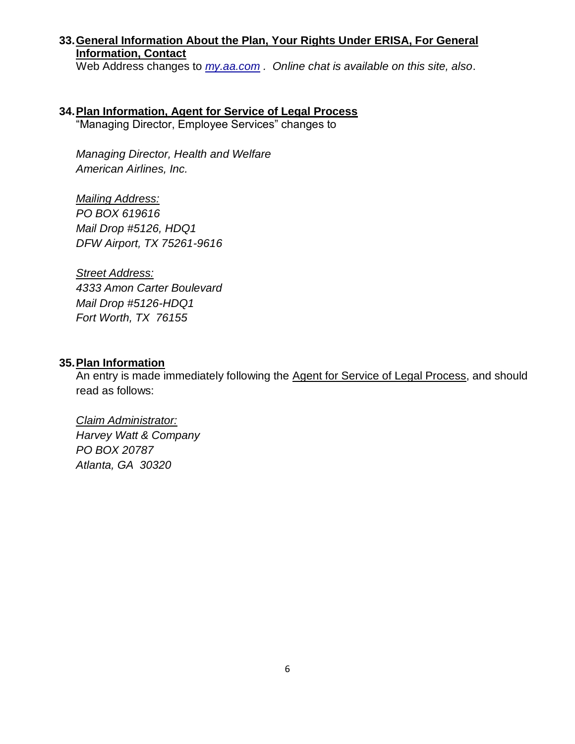**33. General Information About the Plan, Your Rights Under ERISA, For General Information, Contact**

Web Address changes to *my.aa.com . Online chat is available on this site, also*.

**34. Plan Information, Agent for Service of Legal Process**

"Managing Director, Employee Services" changes to

*Managing Director, Health and Welfare*
*American Airlines, Inc.*

*Mailing Address:*
*PO BOX 619616*
*Mail Drop #5126, HDQ1*
*DFW Airport, TX 75261-9616*

*Street Address:*
*4333 Amon Carter Boulevard*
*Mail Drop #5126-HDQ1*
*Fort Worth, TX 76155*

**35. Plan Information**

An entry is made immediately following the Agent for Service of Legal Process, and should read as follows:

*Claim Administrator:*
*Harvey Watt & Company*
*PO BOX 20787*
*Atlanta, GA 30320*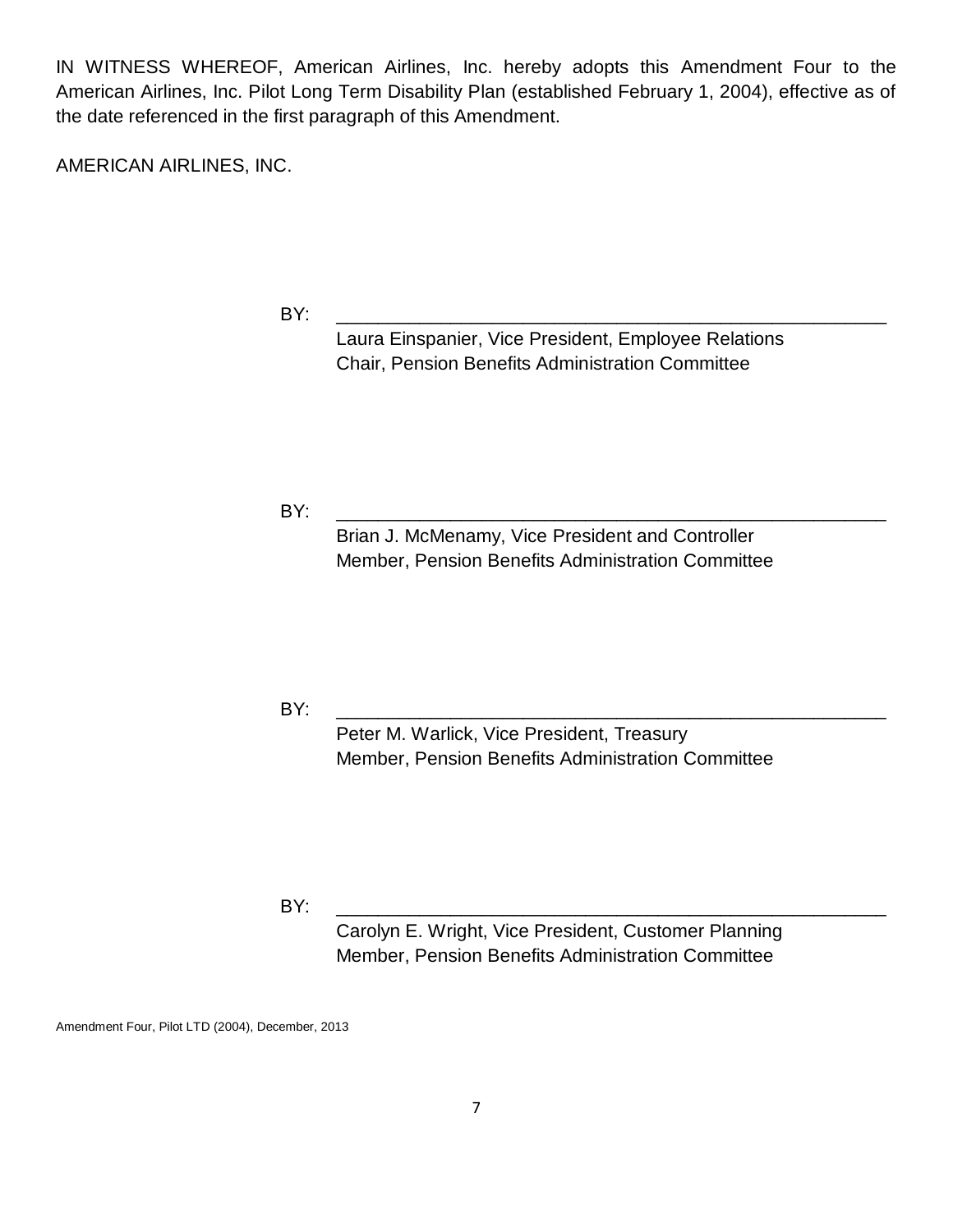IN WITNESS WHEREOF, American Airlines, Inc. hereby adopts this Amendment Four to the American Airlines, Inc. Pilot Long Term Disability Plan (established February 1, 2004), effective as of the date referenced in the first paragraph of this Amendment.

AMERICAN AIRLINES, INC.

BY: \_\_\_\_\_\_\_\_\_\_\_\_\_\_\_\_\_\_\_\_\_\_\_\_\_\_\_\_\_\_\_\_\_\_\_\_\_\_\_\_\_\_\_\_\_\_\_\_\_\_
Laura Einspanier, Vice President, Employee Relations
Chair, Pension Benefits Administration Committee

BY: \_\_\_\_\_\_\_\_\_\_\_\_\_\_\_\_\_\_\_\_\_\_\_\_\_\_\_\_\_\_\_\_\_\_\_\_\_\_\_\_\_\_\_\_\_\_\_\_\_\_
Brian J. McMenamy, Vice President and Controller
Member, Pension Benefits Administration Committee

BY: \_\_\_\_\_\_\_\_\_\_\_\_\_\_\_\_\_\_\_\_\_\_\_\_\_\_\_\_\_\_\_\_\_\_\_\_\_\_\_\_\_\_\_\_\_\_\_\_\_\_
Peter M. Warlick, Vice President, Treasury
Member, Pension Benefits Administration Committee

BY: \_\_\_\_\_\_\_\_\_\_\_\_\_\_\_\_\_\_\_\_\_\_\_\_\_\_\_\_\_\_\_\_\_\_\_\_\_\_\_\_\_\_\_\_\_\_\_\_\_\_
Carolyn E. Wright, Vice President, Customer Planning
Member, Pension Benefits Administration Committee